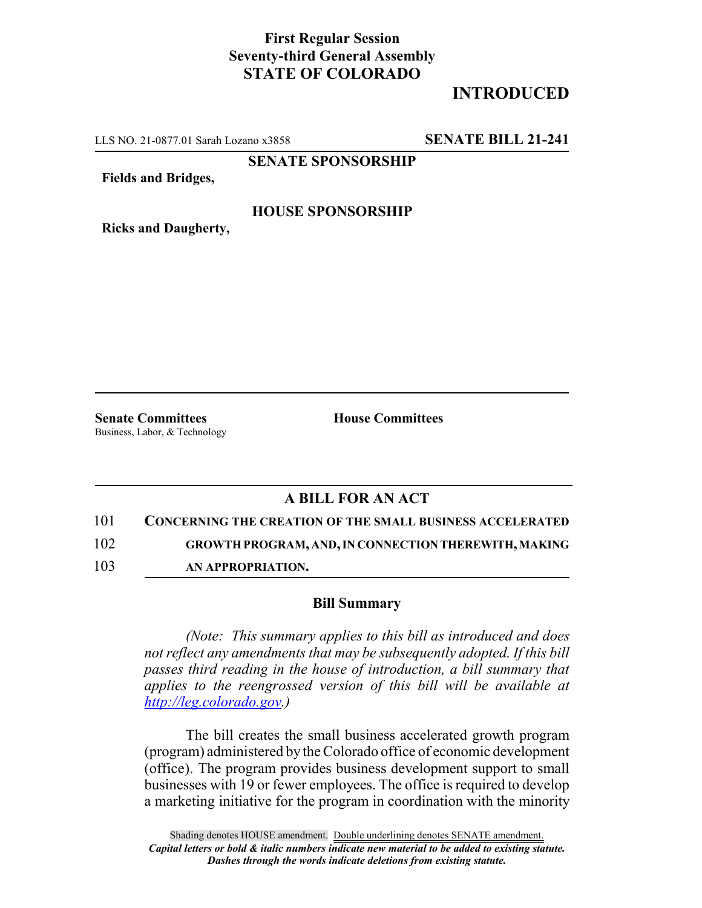**First Regular Session**
**Seventy-third General Assembly**
**STATE OF COLORADO**

# INTRODUCED

LLS NO. 21-0877.01 Sarah Lozano x3858 **SENATE BILL 21-241**

**SENATE SPONSORSHIP**

**Fields and Bridges,**

**HOUSE SPONSORSHIP**

**Ricks and Daugherty,**

**Senate Committees**
Business, Labor, & Technology

**House Committees**

## A BILL FOR AN ACT

101 **CONCERNING THE CREATION OF THE SMALL BUSINESS ACCELERATED**
102 **GROWTH PROGRAM, AND, IN CONNECTION THEREWITH, MAKING**
103 **AN APPROPRIATION.**

### Bill Summary

*(Note: This summary applies to this bill as introduced and does not reflect any amendments that may be subsequently adopted. If this bill passes third reading in the house of introduction, a bill summary that applies to the reengrossed version of this bill will be available at http://leg.colorado.gov.)*

The bill creates the small business accelerated growth program (program) administered by the Colorado office of economic development (office). The program provides business development support to small businesses with 19 or fewer employees. The office is required to develop a marketing initiative for the program in coordination with the minority

Shading denotes HOUSE amendment. Double underlining denotes SENATE amendment.
*Capital letters or bold & italic numbers indicate new material to be added to existing statute.*
*Dashes through the words indicate deletions from existing statute.*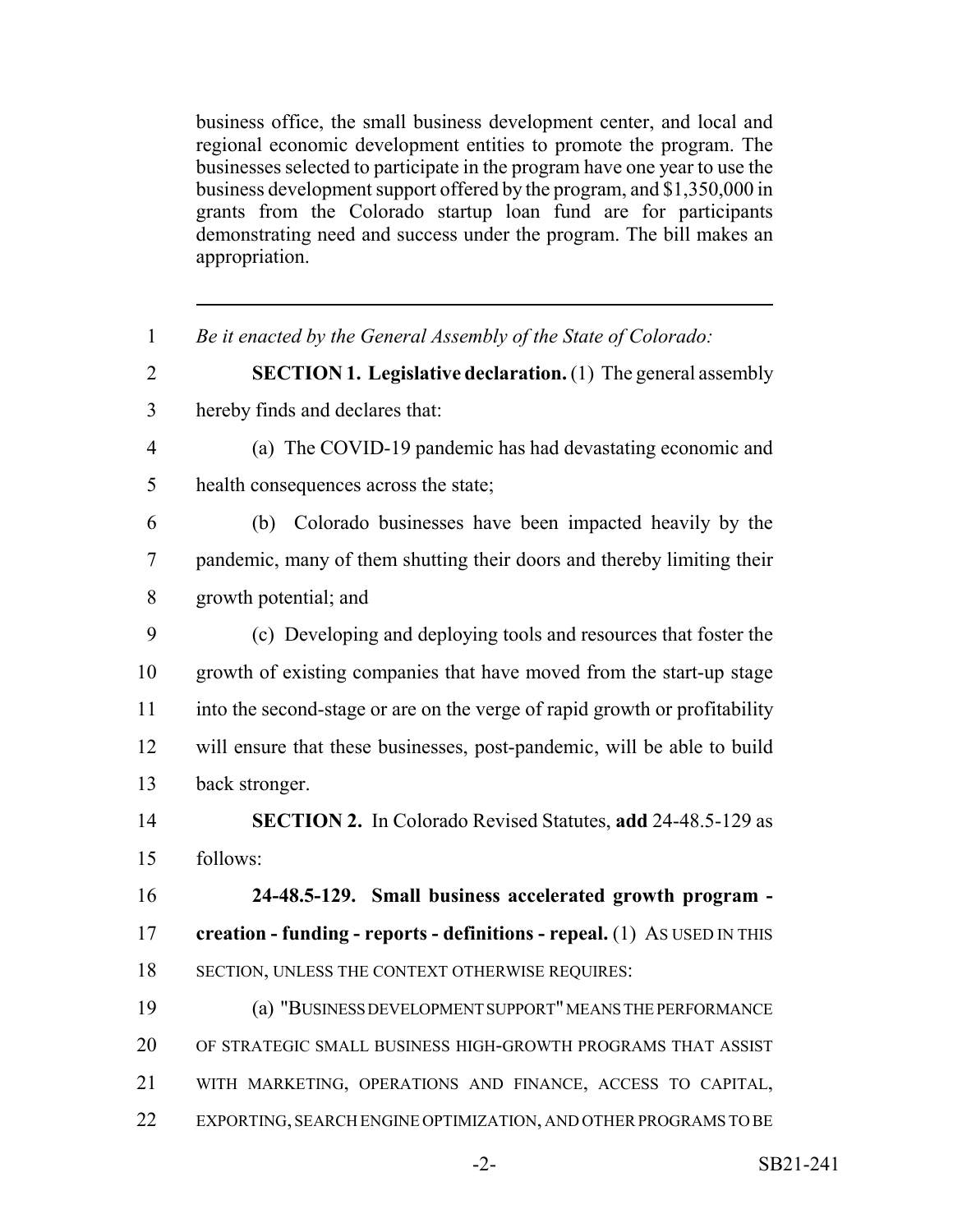business office, the small business development center, and local and regional economic development entities to promote the program. The businesses selected to participate in the program have one year to use the business development support offered by the program, and $1,350,000 in grants from the Colorado startup loan fund are for participants demonstrating need and success under the program. The bill makes an appropriation.

---

*Be it enacted by the General Assembly of the State of Colorado:*

**SECTION 1. Legislative declaration.** (1) The general assembly hereby finds and declares that:

(a) The COVID-19 pandemic has had devastating economic and health consequences across the state;

(b) Colorado businesses have been impacted heavily by the pandemic, many of them shutting their doors and thereby limiting their growth potential; and

(c) Developing and deploying tools and resources that foster the growth of existing companies that have moved from the start-up stage into the second-stage or are on the verge of rapid growth or profitability will ensure that these businesses, post-pandemic, will be able to build back stronger.

**SECTION 2.** In Colorado Revised Statutes, **add** 24-48.5-129 as follows:

**24-48.5-129. Small business accelerated growth program - creation - funding - reports - definitions - repeal.** (1) AS USED IN THIS SECTION, UNLESS THE CONTEXT OTHERWISE REQUIRES:

(a) "BUSINESS DEVELOPMENT SUPPORT" MEANS THE PERFORMANCE OF STRATEGIC SMALL BUSINESS HIGH-GROWTH PROGRAMS THAT ASSIST WITH MARKETING, OPERATIONS AND FINANCE, ACCESS TO CAPITAL, EXPORTING, SEARCH ENGINE OPTIMIZATION, AND OTHER PROGRAMS TO BE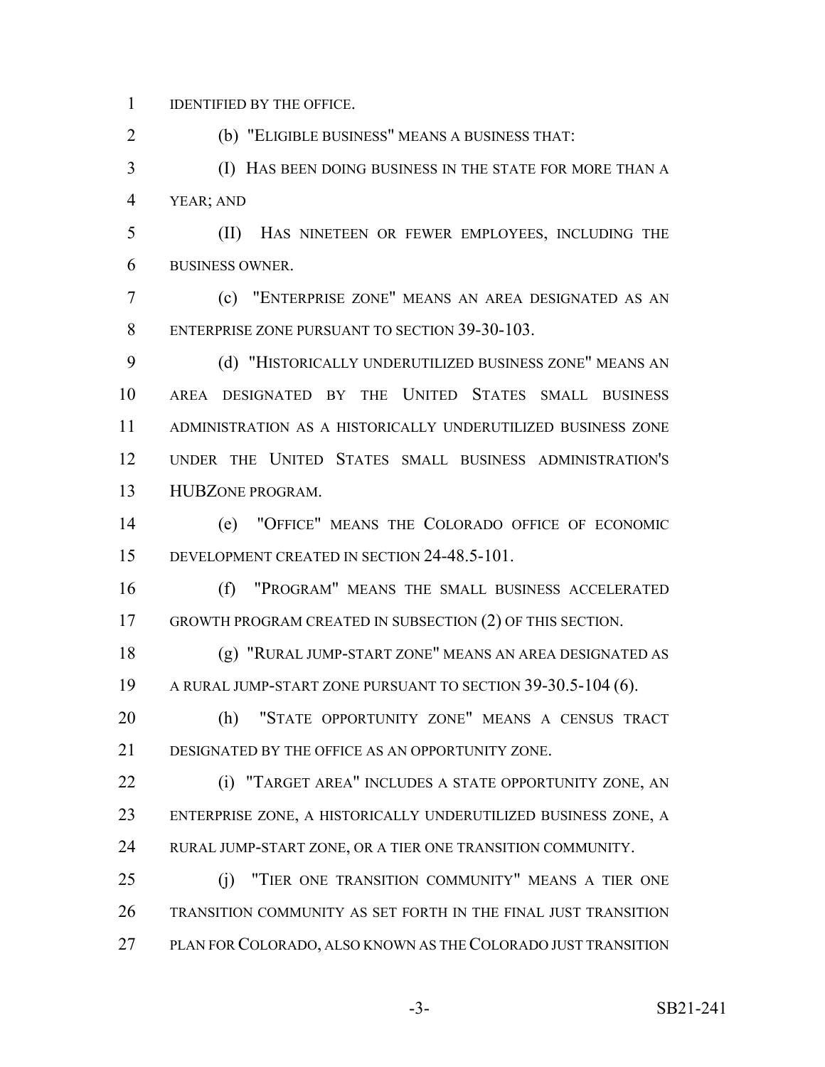IDENTIFIED BY THE OFFICE.

(b) "ELIGIBLE BUSINESS" MEANS A BUSINESS THAT:

(I) HAS BEEN DOING BUSINESS IN THE STATE FOR MORE THAN A YEAR; AND

(II) HAS NINETEEN OR FEWER EMPLOYEES, INCLUDING THE BUSINESS OWNER.

(c) "ENTERPRISE ZONE" MEANS AN AREA DESIGNATED AS AN ENTERPRISE ZONE PURSUANT TO SECTION 39-30-103.

(d) "HISTORICALLY UNDERUTILIZED BUSINESS ZONE" MEANS AN AREA DESIGNATED BY THE UNITED STATES SMALL BUSINESS ADMINISTRATION AS A HISTORICALLY UNDERUTILIZED BUSINESS ZONE UNDER THE UNITED STATES SMALL BUSINESS ADMINISTRATION'S HUBZONE PROGRAM.

(e) "OFFICE" MEANS THE COLORADO OFFICE OF ECONOMIC DEVELOPMENT CREATED IN SECTION 24-48.5-101.

(f) "PROGRAM" MEANS THE SMALL BUSINESS ACCELERATED GROWTH PROGRAM CREATED IN SUBSECTION (2) OF THIS SECTION.

(g) "RURAL JUMP-START ZONE" MEANS AN AREA DESIGNATED AS A RURAL JUMP-START ZONE PURSUANT TO SECTION 39-30.5-104 (6).

(h) "STATE OPPORTUNITY ZONE" MEANS A CENSUS TRACT DESIGNATED BY THE OFFICE AS AN OPPORTUNITY ZONE.

(i) "TARGET AREA" INCLUDES A STATE OPPORTUNITY ZONE, AN ENTERPRISE ZONE, A HISTORICALLY UNDERUTILIZED BUSINESS ZONE, A RURAL JUMP-START ZONE, OR A TIER ONE TRANSITION COMMUNITY.

(j) "TIER ONE TRANSITION COMMUNITY" MEANS A TIER ONE TRANSITION COMMUNITY AS SET FORTH IN THE FINAL JUST TRANSITION PLAN FOR COLORADO, ALSO KNOWN AS THE COLORADO JUST TRANSITION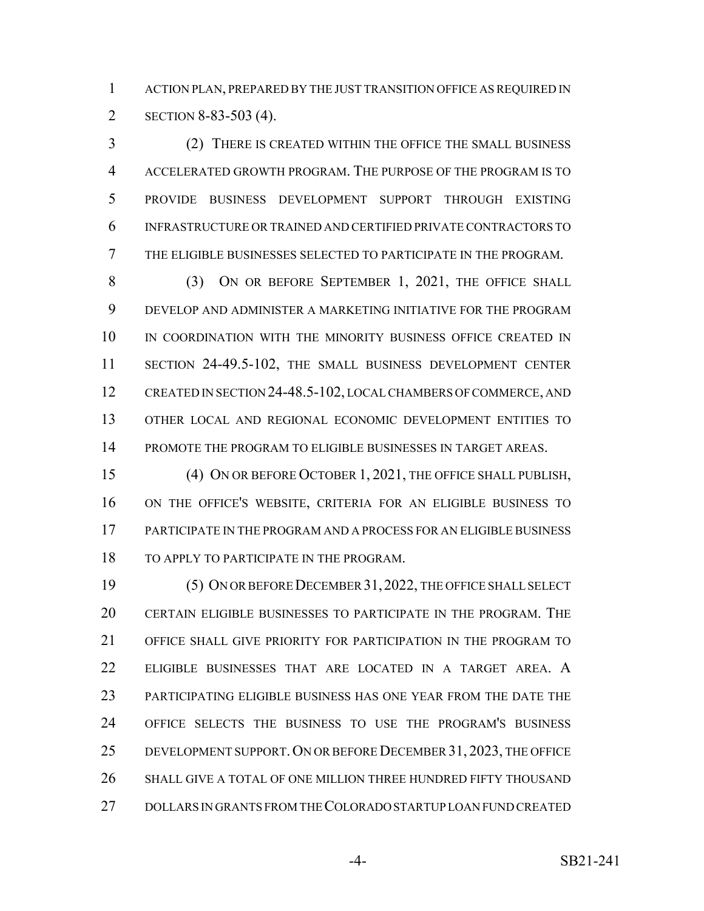ACTION PLAN, PREPARED BY THE JUST TRANSITION OFFICE AS REQUIRED IN SECTION 8-83-503 (4).

(2) THERE IS CREATED WITHIN THE OFFICE THE SMALL BUSINESS ACCELERATED GROWTH PROGRAM. THE PURPOSE OF THE PROGRAM IS TO PROVIDE BUSINESS DEVELOPMENT SUPPORT THROUGH EXISTING INFRASTRUCTURE OR TRAINED AND CERTIFIED PRIVATE CONTRACTORS TO THE ELIGIBLE BUSINESSES SELECTED TO PARTICIPATE IN THE PROGRAM.

(3) ON OR BEFORE SEPTEMBER 1, 2021, THE OFFICE SHALL DEVELOP AND ADMINISTER A MARKETING INITIATIVE FOR THE PROGRAM IN COORDINATION WITH THE MINORITY BUSINESS OFFICE CREATED IN SECTION 24-49.5-102, THE SMALL BUSINESS DEVELOPMENT CENTER CREATED IN SECTION 24-48.5-102, LOCAL CHAMBERS OF COMMERCE, AND OTHER LOCAL AND REGIONAL ECONOMIC DEVELOPMENT ENTITIES TO PROMOTE THE PROGRAM TO ELIGIBLE BUSINESSES IN TARGET AREAS.

(4) ON OR BEFORE OCTOBER 1, 2021, THE OFFICE SHALL PUBLISH, ON THE OFFICE'S WEBSITE, CRITERIA FOR AN ELIGIBLE BUSINESS TO PARTICIPATE IN THE PROGRAM AND A PROCESS FOR AN ELIGIBLE BUSINESS TO APPLY TO PARTICIPATE IN THE PROGRAM.

(5) ON OR BEFORE DECEMBER 31, 2022, THE OFFICE SHALL SELECT CERTAIN ELIGIBLE BUSINESSES TO PARTICIPATE IN THE PROGRAM. THE OFFICE SHALL GIVE PRIORITY FOR PARTICIPATION IN THE PROGRAM TO ELIGIBLE BUSINESSES THAT ARE LOCATED IN A TARGET AREA. A PARTICIPATING ELIGIBLE BUSINESS HAS ONE YEAR FROM THE DATE THE OFFICE SELECTS THE BUSINESS TO USE THE PROGRAM'S BUSINESS DEVELOPMENT SUPPORT. ON OR BEFORE DECEMBER 31, 2023, THE OFFICE SHALL GIVE A TOTAL OF ONE MILLION THREE HUNDRED FIFTY THOUSAND DOLLARS IN GRANTS FROM THE COLORADO STARTUP LOAN FUND CREATED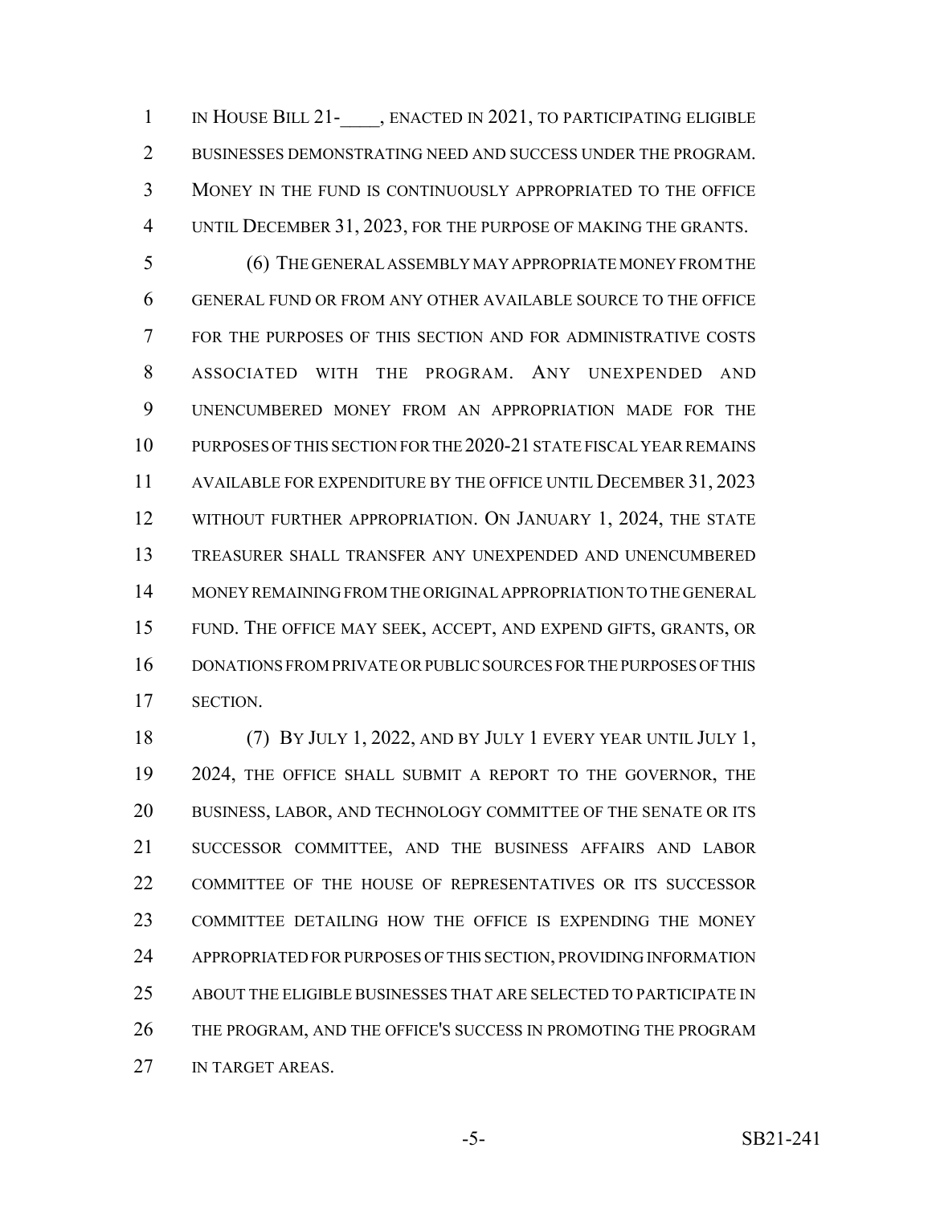IN HOUSE BILL 21-____, ENACTED IN 2021, TO PARTICIPATING ELIGIBLE BUSINESSES DEMONSTRATING NEED AND SUCCESS UNDER THE PROGRAM. MONEY IN THE FUND IS CONTINUOUSLY APPROPRIATED TO THE OFFICE UNTIL DECEMBER 31, 2023, FOR THE PURPOSE OF MAKING THE GRANTS.

(6) THE GENERAL ASSEMBLY MAY APPROPRIATE MONEY FROM THE GENERAL FUND OR FROM ANY OTHER AVAILABLE SOURCE TO THE OFFICE FOR THE PURPOSES OF THIS SECTION AND FOR ADMINISTRATIVE COSTS ASSOCIATED WITH THE PROGRAM. ANY UNEXPENDED AND UNENCUMBERED MONEY FROM AN APPROPRIATION MADE FOR THE PURPOSES OF THIS SECTION FOR THE 2020-21 STATE FISCAL YEAR REMAINS AVAILABLE FOR EXPENDITURE BY THE OFFICE UNTIL DECEMBER 31, 2023 WITHOUT FURTHER APPROPRIATION. ON JANUARY 1, 2024, THE STATE TREASURER SHALL TRANSFER ANY UNEXPENDED AND UNENCUMBERED MONEY REMAINING FROM THE ORIGINAL APPROPRIATION TO THE GENERAL FUND. THE OFFICE MAY SEEK, ACCEPT, AND EXPEND GIFTS, GRANTS, OR DONATIONS FROM PRIVATE OR PUBLIC SOURCES FOR THE PURPOSES OF THIS SECTION.

(7) BY JULY 1, 2022, AND BY JULY 1 EVERY YEAR UNTIL JULY 1, 2024, THE OFFICE SHALL SUBMIT A REPORT TO THE GOVERNOR, THE BUSINESS, LABOR, AND TECHNOLOGY COMMITTEE OF THE SENATE OR ITS SUCCESSOR COMMITTEE, AND THE BUSINESS AFFAIRS AND LABOR COMMITTEE OF THE HOUSE OF REPRESENTATIVES OR ITS SUCCESSOR COMMITTEE DETAILING HOW THE OFFICE IS EXPENDING THE MONEY APPROPRIATED FOR PURPOSES OF THIS SECTION, PROVIDING INFORMATION ABOUT THE ELIGIBLE BUSINESSES THAT ARE SELECTED TO PARTICIPATE IN THE PROGRAM, AND THE OFFICE'S SUCCESS IN PROMOTING THE PROGRAM IN TARGET AREAS.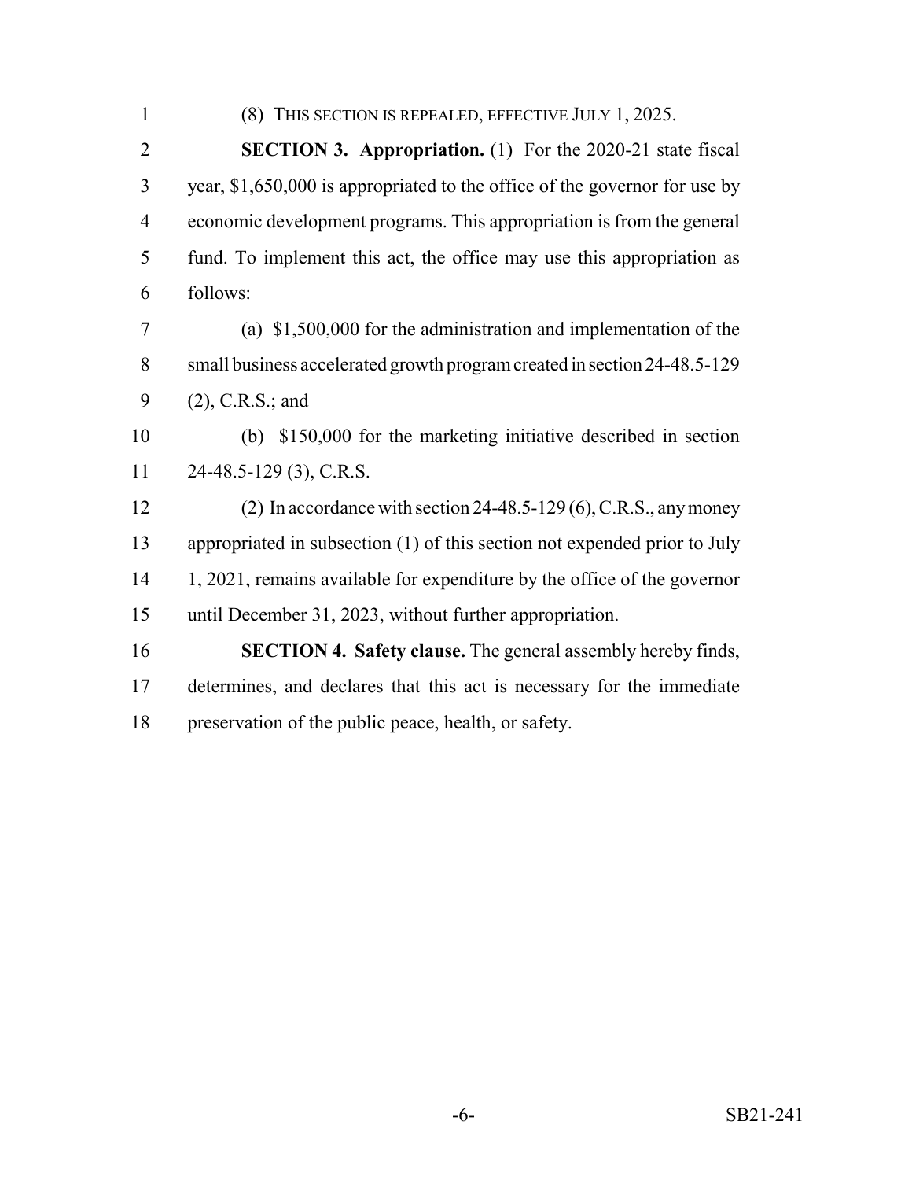(8) THIS SECTION IS REPEALED, EFFECTIVE JULY 1, 2025.

**SECTION 3. Appropriation.** (1) For the 2020-21 state fiscal year, $1,650,000 is appropriated to the office of the governor for use by economic development programs. This appropriation is from the general fund. To implement this act, the office may use this appropriation as follows:

(a) $1,500,000 for the administration and implementation of the small business accelerated growth program created in section 24-48.5-129 (2), C.R.S.; and

(b) $150,000 for the marketing initiative described in section 24-48.5-129 (3), C.R.S.

(2) In accordance with section 24-48.5-129 (6), C.R.S., any money appropriated in subsection (1) of this section not expended prior to July 1, 2021, remains available for expenditure by the office of the governor until December 31, 2023, without further appropriation.

**SECTION 4. Safety clause.** The general assembly hereby finds, determines, and declares that this act is necessary for the immediate preservation of the public peace, health, or safety.